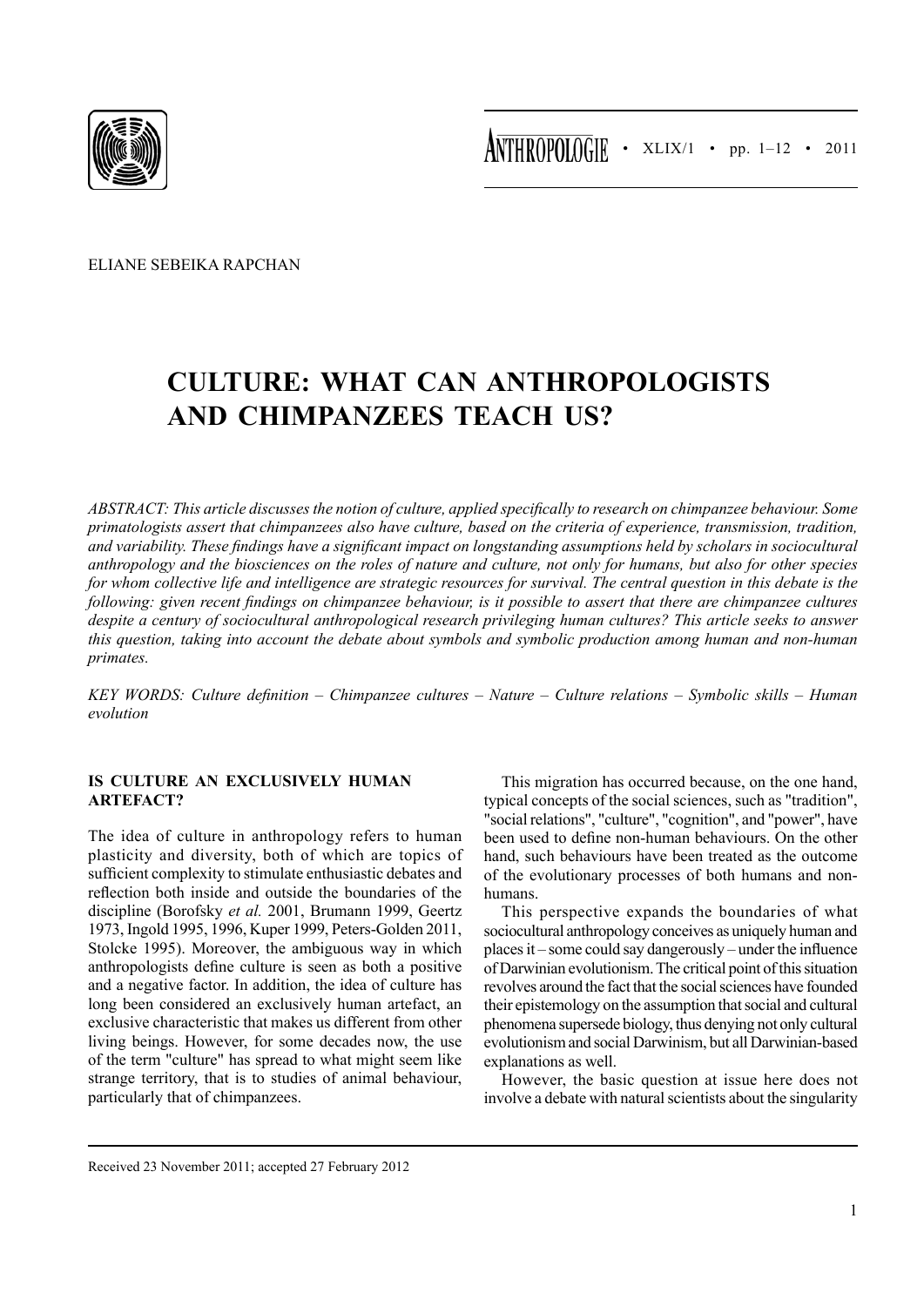ELIANE SEBEIKA RAPCHAN

# CULTURE: WHAT CAN ANTHROPOLOGISTS AND CHIMPANZEES TEACH US?

*ABSTRACT: This article discusses the notion of culture, applied specifically to research on chimpanzee behaviour. Some primatologists assert that chimpanzees also have culture, based on the criteria of experience, transmission, tradition, and variability. These findings have a significant impact on longstanding assumptions held by scholars in sociocultural anthropology and the biosciences on the roles of nature and culture, not only for humans, but also for other species for whom collective life and intelligence are strategic resources for survival. The central question in this debate is the following: given recent findings on chimpanzee behaviour, is it possible to assert that there are chimpanzee cultures despite a century of sociocultural anthropological research privileging human cultures? This article seeks to answer this question, taking into account the debate about symbols and symbolic production among human and non-human primates.*

*KEY WORDS: Culture definition – Chimpanzee cultures – Nature – Culture relations – Symbolic skills – Human evolution*

## IS CULTURE AN EXCLUSIVELY HUMAN ARTEFACT?

The idea of culture in anthropology refers to human plasticity and diversity, both of which are topics of sufficient complexity to stimulate enthusiastic debates and reflection both inside and outside the boundaries of the discipline (Borofsky *et al.* 2001, Brumann 1999, Geertz 1973, Ingold 1995, 1996, Kuper 1999, Peters-Golden 2011, Stolcke 1995). Moreover, the ambiguous way in which anthropologists define culture is seen as both a positive and a negative factor. In addition, the idea of culture has long been considered an exclusively human artefact, an exclusive characteristic that makes us different from other living beings. However, for some decades now, the use of the term "culture" has spread to what might seem like strange territory, that is to studies of animal behaviour, particularly that of chimpanzees.

This migration has occurred because, on the one hand, typical concepts of the social sciences, such as "tradition", "social relations", "culture", "cognition", and "power", have been used to define non-human behaviours. On the other hand, such behaviours have been treated as the outcome of the evolutionary processes of both humans and non-humans.

This perspective expands the boundaries of what sociocultural anthropology conceives as uniquely human and places it – some could say dangerously – under the influence of Darwinian evolutionism. The critical point of this situation revolves around the fact that the social sciences have founded their epistemology on the assumption that social and cultural phenomena supersede biology, thus denying not only cultural evolutionism and social Darwinism, but all Darwinian-based explanations as well.

However, the basic question at issue here does not involve a debate with natural scientists about the singularity

Received 23 November 2011; accepted 27 February 2012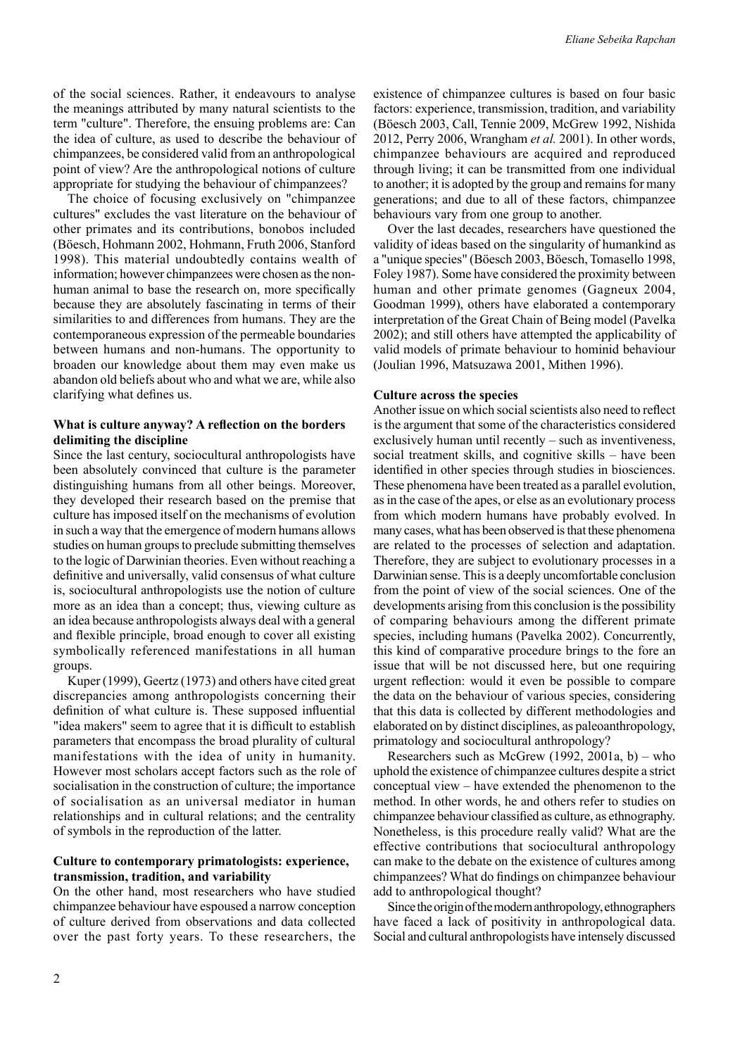of the social sciences. Rather, it endeavours to analyse the meanings attributed by many natural scientists to the term "culture". Therefore, the ensuing problems are: Can the idea of culture, as used to describe the behaviour of chimpanzees, be considered valid from an anthropological point of view? Are the anthropological notions of culture appropriate for studying the behaviour of chimpanzees?

The choice of focusing exclusively on "chimpanzee cultures" excludes the vast literature on the behaviour of other primates and its contributions, bonobos included (Böesch, Hohmann 2002, Hohmann, Fruth 2006, Stanford 1998). This material undoubtedly contains wealth of information; however chimpanzees were chosen as the non-human animal to base the research on, more specifically because they are absolutely fascinating in terms of their similarities to and differences from humans. They are the contemporaneous expression of the permeable boundaries between humans and non-humans. The opportunity to broaden our knowledge about them may even make us abandon old beliefs about who and what we are, while also clarifying what defines us.

### What is culture anyway? A reflection on the borders delimiting the discipline

Since the last century, sociocultural anthropologists have been absolutely convinced that culture is the parameter distinguishing humans from all other beings. Moreover, they developed their research based on the premise that culture has imposed itself on the mechanisms of evolution in such a way that the emergence of modern humans allows studies on human groups to preclude submitting themselves to the logic of Darwinian theories. Even without reaching a definitive and universally, valid consensus of what culture is, sociocultural anthropologists use the notion of culture more as an idea than a concept; thus, viewing culture as an idea because anthropologists always deal with a general and flexible principle, broad enough to cover all existing symbolically referenced manifestations in all human groups.

Kuper (1999), Geertz (1973) and others have cited great discrepancies among anthropologists concerning their definition of what culture is. These supposed influential "idea makers" seem to agree that it is difficult to establish parameters that encompass the broad plurality of cultural manifestations with the idea of unity in humanity. However most scholars accept factors such as the role of socialisation in the construction of culture; the importance of socialisation as an universal mediator in human relationships and in cultural relations; and the centrality of symbols in the reproduction of the latter.

### Culture to contemporary primatologists: experience, transmission, tradition, and variability

On the other hand, most researchers who have studied chimpanzee behaviour have espoused a narrow conception of culture derived from observations and data collected over the past forty years. To these researchers, the existence of chimpanzee cultures is based on four basic factors: experience, transmission, tradition, and variability (Böesch 2003, Call, Tennie 2009, McGrew 1992, Nishida 2012, Perry 2006, Wrangham *et al.* 2001). In other words, chimpanzee behaviours are acquired and reproduced through living; it can be transmitted from one individual to another; it is adopted by the group and remains for many generations; and due to all of these factors, chimpanzee behaviours vary from one group to another.

Over the last decades, researchers have questioned the validity of ideas based on the singularity of humankind as a "unique species" (Böesch 2003, Böesch, Tomasello 1998, Foley 1987). Some have considered the proximity between human and other primate genomes (Gagneux 2004, Goodman 1999), others have elaborated a contemporary interpretation of the Great Chain of Being model (Pavelka 2002); and still others have attempted the applicability of valid models of primate behaviour to hominid behaviour (Joulian 1996, Matsuzawa 2001, Mithen 1996).

### Culture across the species

Another issue on which social scientists also need to reflect is the argument that some of the characteristics considered exclusively human until recently – such as inventiveness, social treatment skills, and cognitive skills – have been identified in other species through studies in biosciences. These phenomena have been treated as a parallel evolution, as in the case of the apes, or else as an evolutionary process from which modern humans have probably evolved. In many cases, what has been observed is that these phenomena are related to the processes of selection and adaptation. Therefore, they are subject to evolutionary processes in a Darwinian sense. This is a deeply uncomfortable conclusion from the point of view of the social sciences. One of the developments arising from this conclusion is the possibility of comparing behaviours among the different primate species, including humans (Pavelka 2002). Concurrently, this kind of comparative procedure brings to the fore an issue that will be not discussed here, but one requiring urgent reflection: would it even be possible to compare the data on the behaviour of various species, considering that this data is collected by different methodologies and elaborated on by distinct disciplines, as paleoanthropology, primatology and sociocultural anthropology?

Researchers such as McGrew (1992, 2001a, b) – who uphold the existence of chimpanzee cultures despite a strict conceptual view – have extended the phenomenon to the method. In other words, he and others refer to studies on chimpanzee behaviour classified as culture, as ethnography. Nonetheless, is this procedure really valid? What are the effective contributions that sociocultural anthropology can make to the debate on the existence of cultures among chimpanzees? What do findings on chimpanzee behaviour add to anthropological thought?

Since the origin of the modern anthropology, ethnographers have faced a lack of positivity in anthropological data. Social and cultural anthropologists have intensely discussed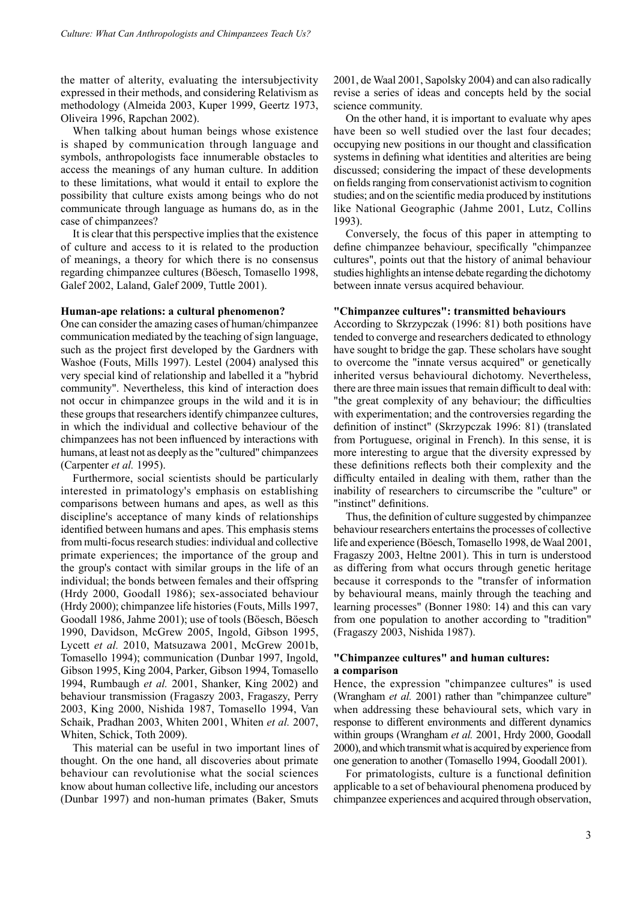the matter of alterity, evaluating the intersubjectivity expressed in their methods, and considering Relativism as methodology (Almeida 2003, Kuper 1999, Geertz 1973, Oliveira 1996, Rapchan 2002).

When talking about human beings whose existence is shaped by communication through language and symbols, anthropologists face innumerable obstacles to access the meanings of any human culture. In addition to these limitations, what would it entail to explore the possibility that culture exists among beings who do not communicate through language as humans do, as in the case of chimpanzees?

It is clear that this perspective implies that the existence of culture and access to it is related to the production of meanings, a theory for which there is no consensus regarding chimpanzee cultures (Böesch, Tomasello 1998, Galef 2002, Laland, Galef 2009, Tuttle 2001).

**Human-ape relations: a cultural phenomenon?**

One can consider the amazing cases of human/chimpanzee communication mediated by the teaching of sign language, such as the project first developed by the Gardners with Washoe (Fouts, Mills 1997). Lestel (2004) analysed this very special kind of relationship and labelled it a "hybrid community". Nevertheless, this kind of interaction does not occur in chimpanzee groups in the wild and it is in these groups that researchers identify chimpanzee cultures, in which the individual and collective behaviour of the chimpanzees has not been influenced by interactions with humans, at least not as deeply as the "cultured" chimpanzees (Carpenter *et al.* 1995).

Furthermore, social scientists should be particularly interested in primatology's emphasis on establishing comparisons between humans and apes, as well as this discipline's acceptance of many kinds of relationships identified between humans and apes. This emphasis stems from multi-focus research studies: individual and collective primate experiences; the importance of the group and the group's contact with similar groups in the life of an individual; the bonds between females and their offspring (Hrdy 2000, Goodall 1986); sex-associated behaviour (Hrdy 2000); chimpanzee life histories (Fouts, Mills 1997, Goodall 1986, Jahme 2001); use of tools (Böesch, Böesch 1990, Davidson, McGrew 2005, Ingold, Gibson 1995, Lycett *et al.* 2010, Matsuzawa 2001, McGrew 2001b, Tomasello 1994); communication (Dunbar 1997, Ingold, Gibson 1995, King 2004, Parker, Gibson 1994, Tomasello 1994, Rumbaugh *et al.* 2001, Shanker, King 2002) and behaviour transmission (Fragaszy 2003, Fragaszy, Perry 2003, King 2000, Nishida 1987, Tomasello 1994, Van Schaik, Pradhan 2003, Whiten 2001, Whiten *et al.* 2007, Whiten, Schick, Toth 2009).

This material can be useful in two important lines of thought. On the one hand, all discoveries about primate behaviour can revolutionise what the social sciences know about human collective life, including our ancestors (Dunbar 1997) and non-human primates (Baker, Smuts 2001, de Waal 2001, Sapolsky 2004) and can also radically revise a series of ideas and concepts held by the social science community.

On the other hand, it is important to evaluate why apes have been so well studied over the last four decades; occupying new positions in our thought and classification systems in defining what identities and alterities are being discussed; considering the impact of these developments on fields ranging from conservationist activism to cognition studies; and on the scientific media produced by institutions like National Geographic (Jahme 2001, Lutz, Collins 1993).

Conversely, the focus of this paper in attempting to define chimpanzee behaviour, specifically "chimpanzee cultures", points out that the history of animal behaviour studies highlights an intense debate regarding the dichotomy between innate versus acquired behaviour.

**"Chimpanzee cultures": transmitted behaviours**

According to Skrzypczak (1996: 81) both positions have tended to converge and researchers dedicated to ethnology have sought to bridge the gap. These scholars have sought to overcome the "innate versus acquired" or genetically inherited versus behavioural dichotomy. Nevertheless, there are three main issues that remain difficult to deal with: "the great complexity of any behaviour; the difficulties with experimentation; and the controversies regarding the definition of instinct" (Skrzypczak 1996: 81) (translated from Portuguese, original in French). In this sense, it is more interesting to argue that the diversity expressed by these definitions reflects both their complexity and the difficulty entailed in dealing with them, rather than the inability of researchers to circumscribe the "culture" or "instinct" definitions.

Thus, the definition of culture suggested by chimpanzee behaviour researchers entertains the processes of collective life and experience (Böesch, Tomasello 1998, de Waal 2001, Fragaszy 2003, Heltne 2001). This in turn is understood as differing from what occurs through genetic heritage because it corresponds to the "transfer of information by behavioural means, mainly through the teaching and learning processes" (Bonner 1980: 14) and this can vary from one population to another according to "tradition" (Fragaszy 2003, Nishida 1987).

**"Chimpanzee cultures" and human cultures: a comparison**

Hence, the expression "chimpanzee cultures" is used (Wrangham *et al.* 2001) rather than "chimpanzee culture" when addressing these behavioural sets, which vary in response to different environments and different dynamics within groups (Wrangham *et al.* 2001, Hrdy 2000, Goodall 2000), and which transmit what is acquired by experience from one generation to another (Tomasello 1994, Goodall 2001).

For primatologists, culture is a functional definition applicable to a set of behavioural phenomena produced by chimpanzee experiences and acquired through observation,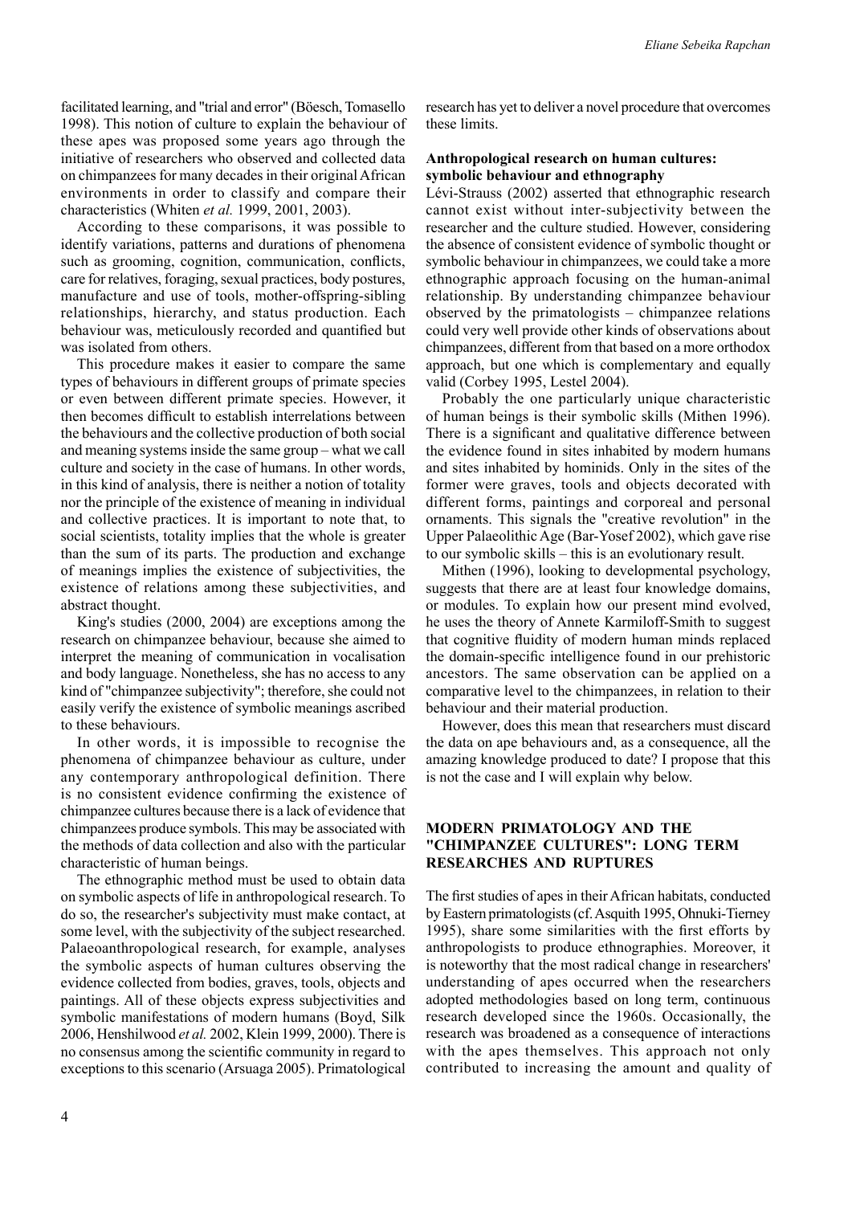facilitated learning, and "trial and error" (Böesch, Tomasello 1998). This notion of culture to explain the behaviour of these apes was proposed some years ago through the initiative of researchers who observed and collected data on chimpanzees for many decades in their original African environments in order to classify and compare their characteristics (Whiten *et al.* 1999, 2001, 2003).

According to these comparisons, it was possible to identify variations, patterns and durations of phenomena such as grooming, cognition, communication, conflicts, care for relatives, foraging, sexual practices, body postures, manufacture and use of tools, mother-offspring-sibling relationships, hierarchy, and status production. Each behaviour was, meticulously recorded and quantified but was isolated from others.

This procedure makes it easier to compare the same types of behaviours in different groups of primate species or even between different primate species. However, it then becomes difficult to establish interrelations between the behaviours and the collective production of both social and meaning systems inside the same group – what we call culture and society in the case of humans. In other words, in this kind of analysis, there is neither a notion of totality nor the principle of the existence of meaning in individual and collective practices. It is important to note that, to social scientists, totality implies that the whole is greater than the sum of its parts. The production and exchange of meanings implies the existence of subjectivities, the existence of relations among these subjectivities, and abstract thought.

King's studies (2000, 2004) are exceptions among the research on chimpanzee behaviour, because she aimed to interpret the meaning of communication in vocalisation and body language. Nonetheless, she has no access to any kind of "chimpanzee subjectivity"; therefore, she could not easily verify the existence of symbolic meanings ascribed to these behaviours.

In other words, it is impossible to recognise the phenomena of chimpanzee behaviour as culture, under any contemporary anthropological definition. There is no consistent evidence confirming the existence of chimpanzee cultures because there is a lack of evidence that chimpanzees produce symbols. This may be associated with the methods of data collection and also with the particular characteristic of human beings.

The ethnographic method must be used to obtain data on symbolic aspects of life in anthropological research. To do so, the researcher's subjectivity must make contact, at some level, with the subjectivity of the subject researched. Palaeoanthropological research, for example, analyses the symbolic aspects of human cultures observing the evidence collected from bodies, graves, tools, objects and paintings. All of these objects express subjectivities and symbolic manifestations of modern humans (Boyd, Silk 2006, Henshilwood *et al.* 2002, Klein 1999, 2000). There is no consensus among the scientific community in regard to exceptions to this scenario (Arsuaga 2005). Primatological research has yet to deliver a novel procedure that overcomes these limits.

**Anthropological research on human cultures: symbolic behaviour and ethnography**

Lévi-Strauss (2002) asserted that ethnographic research cannot exist without inter-subjectivity between the researcher and the culture studied. However, considering the absence of consistent evidence of symbolic thought or symbolic behaviour in chimpanzees, we could take a more ethnographic approach focusing on the human-animal relationship. By understanding chimpanzee behaviour observed by the primatologists – chimpanzee relations could very well provide other kinds of observations about chimpanzees, different from that based on a more orthodox approach, but one which is complementary and equally valid (Corbey 1995, Lestel 2004).

Probably the one particularly unique characteristic of human beings is their symbolic skills (Mithen 1996). There is a significant and qualitative difference between the evidence found in sites inhabited by modern humans and sites inhabited by hominids. Only in the sites of the former were graves, tools and objects decorated with different forms, paintings and corporeal and personal ornaments. This signals the "creative revolution" in the Upper Palaeolithic Age (Bar-Yosef 2002), which gave rise to our symbolic skills – this is an evolutionary result.

Mithen (1996), looking to developmental psychology, suggests that there are at least four knowledge domains, or modules. To explain how our present mind evolved, he uses the theory of Annete Karmiloff-Smith to suggest that cognitive fluidity of modern human minds replaced the domain-specific intelligence found in our prehistoric ancestors. The same observation can be applied on a comparative level to the chimpanzees, in relation to their behaviour and their material production.

However, does this mean that researchers must discard the data on ape behaviours and, as a consequence, all the amazing knowledge produced to date? I propose that this is not the case and I will explain why below.

## MODERN PRIMATOLOGY AND THE "CHIMPANZEE CULTURES": LONG TERM RESEARCHES AND RUPTURES

The first studies of apes in their African habitats, conducted by Eastern primatologists (cf. Asquith 1995, Ohnuki-Tierney 1995), share some similarities with the first efforts by anthropologists to produce ethnographies. Moreover, it is noteworthy that the most radical change in researchers' understanding of apes occurred when the researchers adopted methodologies based on long term, continuous research developed since the 1960s. Occasionally, the research was broadened as a consequence of interactions with the apes themselves. This approach not only contributed to increasing the amount and quality of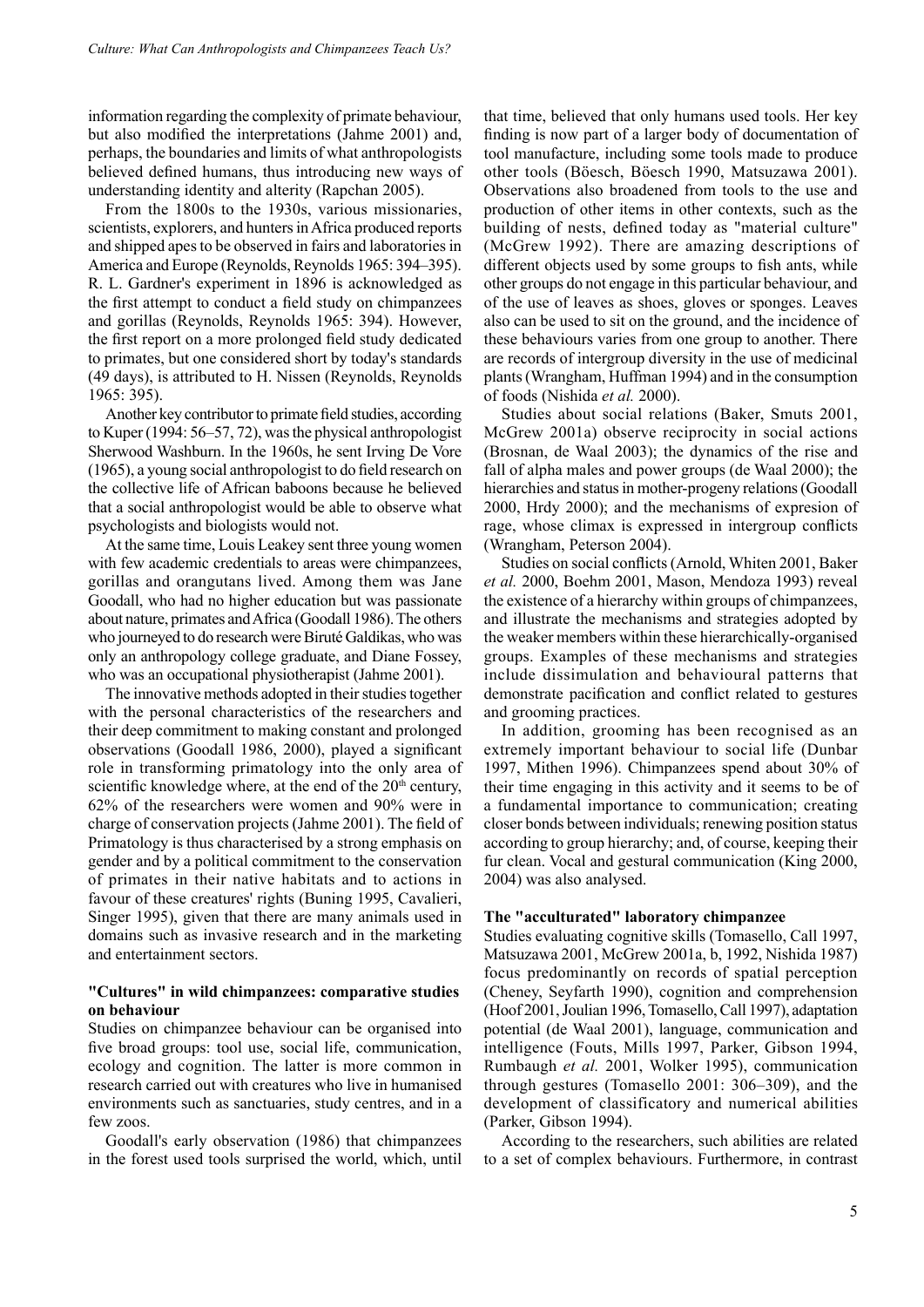information regarding the complexity of primate behaviour, but also modified the interpretations (Jahme 2001) and, perhaps, the boundaries and limits of what anthropologists believed defined humans, thus introducing new ways of understanding identity and alterity (Rapchan 2005).

From the 1800s to the 1930s, various missionaries, scientists, explorers, and hunters in Africa produced reports and shipped apes to be observed in fairs and laboratories in America and Europe (Reynolds, Reynolds 1965: 394–395). R. L. Gardner's experiment in 1896 is acknowledged as the first attempt to conduct a field study on chimpanzees and gorillas (Reynolds, Reynolds 1965: 394). However, the first report on a more prolonged field study dedicated to primates, but one considered short by today's standards (49 days), is attributed to H. Nissen (Reynolds, Reynolds 1965: 395).

Another key contributor to primate field studies, according to Kuper (1994: 56–57, 72), was the physical anthropologist Sherwood Washburn. In the 1960s, he sent Irving De Vore (1965), a young social anthropologist to do field research on the collective life of African baboons because he believed that a social anthropologist would be able to observe what psychologists and biologists would not.

At the same time, Louis Leakey sent three young women with few academic credentials to areas were chimpanzees, gorillas and orangutans lived. Among them was Jane Goodall, who had no higher education but was passionate about nature, primates and Africa (Goodall 1986). The others who journeyed to do research were Biruté Galdikas, who was only an anthropology college graduate, and Diane Fossey, who was an occupational physiotherapist (Jahme 2001).

The innovative methods adopted in their studies together with the personal characteristics of the researchers and their deep commitment to making constant and prolonged observations (Goodall 1986, 2000), played a significant role in transforming primatology into the only area of scientific knowledge where, at the end of the 20th century, 62% of the researchers were women and 90% were in charge of conservation projects (Jahme 2001). The field of Primatology is thus characterised by a strong emphasis on gender and by a political commitment to the conservation of primates in their native habitats and to actions in favour of these creatures' rights (Buning 1995, Cavalieri, Singer 1995), given that there are many animals used in domains such as invasive research and in the marketing and entertainment sectors.

## "Cultures" in wild chimpanzees: comparative studies on behaviour

Studies on chimpanzee behaviour can be organised into five broad groups: tool use, social life, communication, ecology and cognition. The latter is more common in research carried out with creatures who live in humanised environments such as sanctuaries, study centres, and in a few zoos.

Goodall's early observation (1986) that chimpanzees in the forest used tools surprised the world, which, until that time, believed that only humans used tools. Her key finding is now part of a larger body of documentation of tool manufacture, including some tools made to produce other tools (Böesch, Böesch 1990, Matsuzawa 2001). Observations also broadened from tools to the use and production of other items in other contexts, such as the building of nests, defined today as "material culture" (McGrew 1992). There are amazing descriptions of different objects used by some groups to fish ants, while other groups do not engage in this particular behaviour, and of the use of leaves as shoes, gloves or sponges. Leaves also can be used to sit on the ground, and the incidence of these behaviours varies from one group to another. There are records of intergroup diversity in the use of medicinal plants (Wrangham, Huffman 1994) and in the consumption of foods (Nishida *et al.* 2000).

Studies about social relations (Baker, Smuts 2001, McGrew 2001a) observe reciprocity in social actions (Brosnan, de Waal 2003); the dynamics of the rise and fall of alpha males and power groups (de Waal 2000); the hierarchies and status in mother-progeny relations (Goodall 2000, Hrdy 2000); and the mechanisms of expresion of rage, whose climax is expressed in intergroup conflicts (Wrangham, Peterson 2004).

Studies on social conflicts (Arnold, Whiten 2001, Baker *et al.* 2000, Boehm 2001, Mason, Mendoza 1993) reveal the existence of a hierarchy within groups of chimpanzees, and illustrate the mechanisms and strategies adopted by the weaker members within these hierarchically-organised groups. Examples of these mechanisms and strategies include dissimulation and behavioural patterns that demonstrate pacification and conflict related to gestures and grooming practices.

In addition, grooming has been recognised as an extremely important behaviour to social life (Dunbar 1997, Mithen 1996). Chimpanzees spend about 30% of their time engaging in this activity and it seems to be of a fundamental importance to communication; creating closer bonds between individuals; renewing position status according to group hierarchy; and, of course, keeping their fur clean. Vocal and gestural communication (King 2000, 2004) was also analysed.

## The "acculturated" laboratory chimpanzee

Studies evaluating cognitive skills (Tomasello, Call 1997, Matsuzawa 2001, McGrew 2001a, b, 1992, Nishida 1987) focus predominantly on records of spatial perception (Cheney, Seyfarth 1990), cognition and comprehension (Hoof 2001, Joulian 1996, Tomasello, Call 1997), adaptation potential (de Waal 2001), language, communication and intelligence (Fouts, Mills 1997, Parker, Gibson 1994, Rumbaugh *et al.* 2001, Wolker 1995), communication through gestures (Tomasello 2001: 306–309), and the development of classificatory and numerical abilities (Parker, Gibson 1994).

According to the researchers, such abilities are related to a set of complex behaviours. Furthermore, in contrast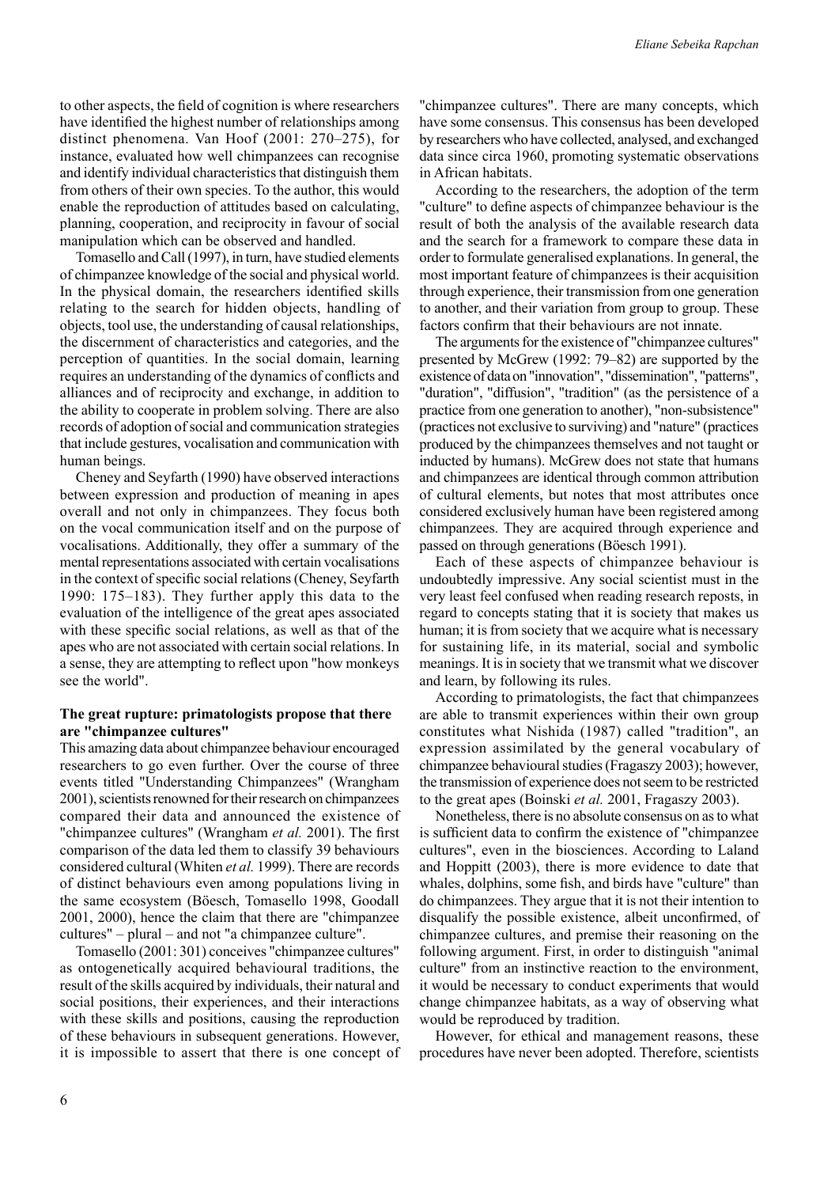to other aspects, the field of cognition is where researchers have identified the highest number of relationships among distinct phenomena. Van Hoof (2001: 270–275), for instance, evaluated how well chimpanzees can recognise and identify individual characteristics that distinguish them from others of their own species. To the author, this would enable the reproduction of attitudes based on calculating, planning, cooperation, and reciprocity in favour of social manipulation which can be observed and handled.

Tomasello and Call (1997), in turn, have studied elements of chimpanzee knowledge of the social and physical world. In the physical domain, the researchers identified skills relating to the search for hidden objects, handling of objects, tool use, the understanding of causal relationships, the discernment of characteristics and categories, and the perception of quantities. In the social domain, learning requires an understanding of the dynamics of conflicts and alliances and of reciprocity and exchange, in addition to the ability to cooperate in problem solving. There are also records of adoption of social and communication strategies that include gestures, vocalisation and communication with human beings.

Cheney and Seyfarth (1990) have observed interactions between expression and production of meaning in apes overall and not only in chimpanzees. They focus both on the vocal communication itself and on the purpose of vocalisations. Additionally, they offer a summary of the mental representations associated with certain vocalisations in the context of specific social relations (Cheney, Seyfarth 1990: 175–183). They further apply this data to the evaluation of the intelligence of the great apes associated with these specific social relations, as well as that of the apes who are not associated with certain social relations. In a sense, they are attempting to reflect upon "how monkeys see the world".

### The great rupture: primatologists propose that there are "chimpanzee cultures"

This amazing data about chimpanzee behaviour encouraged researchers to go even further. Over the course of three events titled "Understanding Chimpanzees" (Wrangham 2001), scientists renowned for their research on chimpanzees compared their data and announced the existence of "chimpanzee cultures" (Wrangham *et al.* 2001). The first comparison of the data led them to classify 39 behaviours considered cultural (Whiten *et al.* 1999). There are records of distinct behaviours even among populations living in the same ecosystem (Böesch, Tomasello 1998, Goodall 2001, 2000), hence the claim that there are "chimpanzee cultures" – plural – and not "a chimpanzee culture".

Tomasello (2001: 301) conceives "chimpanzee cultures" as ontogenetically acquired behavioural traditions, the result of the skills acquired by individuals, their natural and social positions, their experiences, and their interactions with these skills and positions, causing the reproduction of these behaviours in subsequent generations. However, it is impossible to assert that there is one concept of "chimpanzee cultures". There are many concepts, which have some consensus. This consensus has been developed by researchers who have collected, analysed, and exchanged data since circa 1960, promoting systematic observations in African habitats.

According to the researchers, the adoption of the term "culture" to define aspects of chimpanzee behaviour is the result of both the analysis of the available research data and the search for a framework to compare these data in order to formulate generalised explanations. In general, the most important feature of chimpanzees is their acquisition through experience, their transmission from one generation to another, and their variation from group to group. These factors confirm that their behaviours are not innate.

The arguments for the existence of "chimpanzee cultures" presented by McGrew (1992: 79–82) are supported by the existence of data on "innovation", "dissemination", "patterns", "duration", "diffusion", "tradition" (as the persistence of a practice from one generation to another), "non-subsistence" (practices not exclusive to surviving) and "nature" (practices produced by the chimpanzees themselves and not taught or inducted by humans). McGrew does not state that humans and chimpanzees are identical through common attribution of cultural elements, but notes that most attributes once considered exclusively human have been registered among chimpanzees. They are acquired through experience and passed on through generations (Böesch 1991).

Each of these aspects of chimpanzee behaviour is undoubtedly impressive. Any social scientist must in the very least feel confused when reading research reposts, in regard to concepts stating that it is society that makes us human; it is from society that we acquire what is necessary for sustaining life, in its material, social and symbolic meanings. It is in society that we transmit what we discover and learn, by following its rules.

According to primatologists, the fact that chimpanzees are able to transmit experiences within their own group constitutes what Nishida (1987) called "tradition", an expression assimilated by the general vocabulary of chimpanzee behavioural studies (Fragaszy 2003); however, the transmission of experience does not seem to be restricted to the great apes (Boinski *et al.* 2001, Fragaszy 2003).

Nonetheless, there is no absolute consensus on as to what is sufficient data to confirm the existence of "chimpanzee cultures", even in the biosciences. According to Laland and Hoppitt (2003), there is more evidence to date that whales, dolphins, some fish, and birds have "culture" than do chimpanzees. They argue that it is not their intention to disqualify the possible existence, albeit unconfirmed, of chimpanzee cultures, and premise their reasoning on the following argument. First, in order to distinguish "animal culture" from an instinctive reaction to the environment, it would be necessary to conduct experiments that would change chimpanzee habitats, as a way of observing what would be reproduced by tradition.

However, for ethical and management reasons, these procedures have never been adopted. Therefore, scientists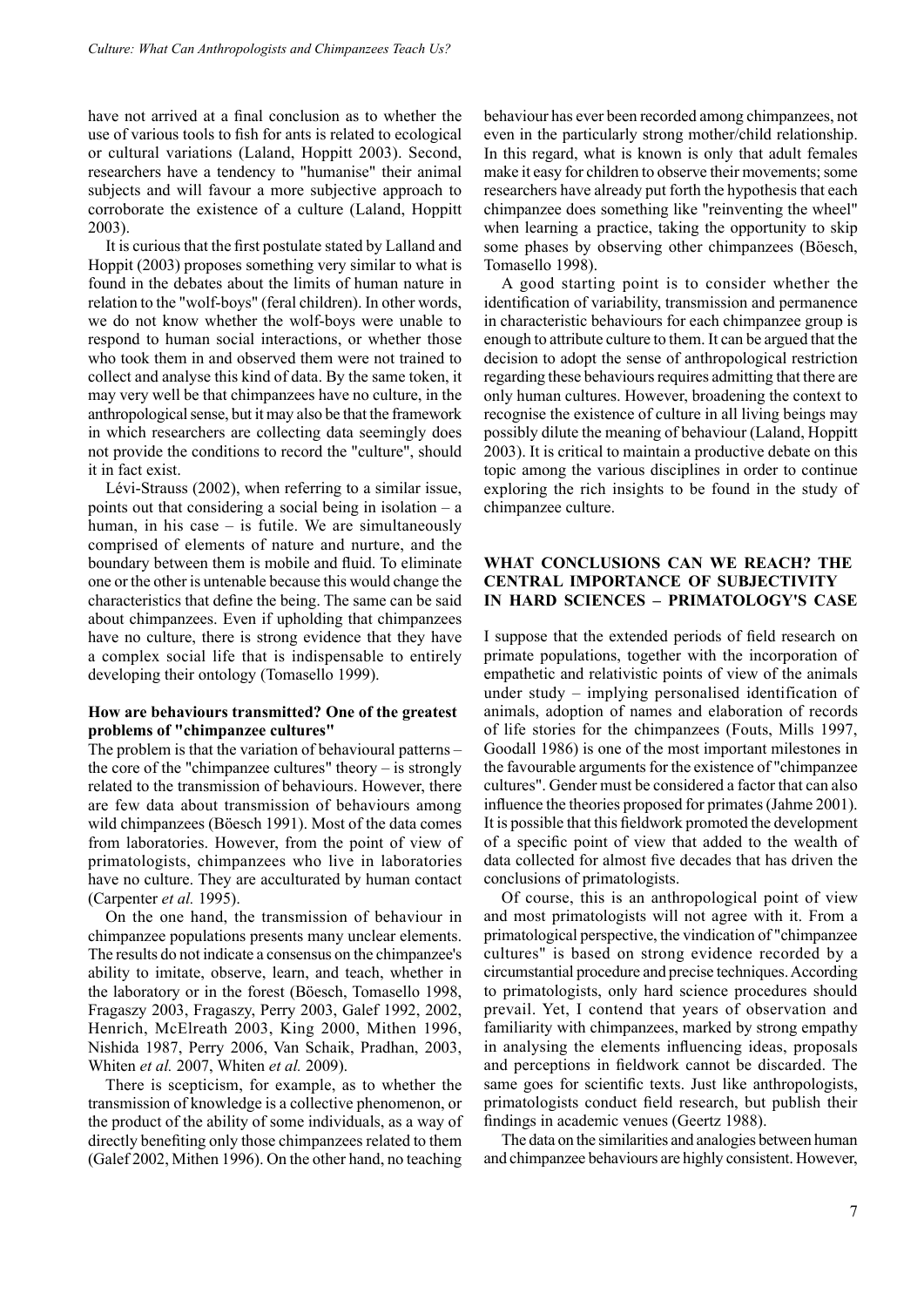have not arrived at a final conclusion as to whether the use of various tools to fish for ants is related to ecological or cultural variations (Laland, Hoppitt 2003). Second, researchers have a tendency to "humanise" their animal subjects and will favour a more subjective approach to corroborate the existence of a culture (Laland, Hoppitt 2003).

It is curious that the first postulate stated by Lalland and Hoppit (2003) proposes something very similar to what is found in the debates about the limits of human nature in relation to the "wolf-boys" (feral children). In other words, we do not know whether the wolf-boys were unable to respond to human social interactions, or whether those who took them in and observed them were not trained to collect and analyse this kind of data. By the same token, it may very well be that chimpanzees have no culture, in the anthropological sense, but it may also be that the framework in which researchers are collecting data seemingly does not provide the conditions to record the "culture", should it in fact exist.

Lévi-Strauss (2002), when referring to a similar issue, points out that considering a social being in isolation – a human, in his case – is futile. We are simultaneously comprised of elements of nature and nurture, and the boundary between them is mobile and fluid. To eliminate one or the other is untenable because this would change the characteristics that define the being. The same can be said about chimpanzees. Even if upholding that chimpanzees have no culture, there is strong evidence that they have a complex social life that is indispensable to entirely developing their ontology (Tomasello 1999).

### How are behaviours transmitted? One of the greatest problems of "chimpanzee cultures"

The problem is that the variation of behavioural patterns – the core of the "chimpanzee cultures" theory – is strongly related to the transmission of behaviours. However, there are few data about transmission of behaviours among wild chimpanzees (Böesch 1991). Most of the data comes from laboratories. However, from the point of view of primatologists, chimpanzees who live in laboratories have no culture. They are acculturated by human contact (Carpenter *et al.* 1995).

On the one hand, the transmission of behaviour in chimpanzee populations presents many unclear elements. The results do not indicate a consensus on the chimpanzee's ability to imitate, observe, learn, and teach, whether in the laboratory or in the forest (Böesch, Tomasello 1998, Fragaszy 2003, Fragaszy, Perry 2003, Galef 1992, 2002, Henrich, McElreath 2003, King 2000, Mithen 1996, Nishida 1987, Perry 2006, Van Schaik, Pradhan, 2003, Whiten *et al.* 2007, Whiten *et al.* 2009).

There is scepticism, for example, as to whether the transmission of knowledge is a collective phenomenon, or the product of the ability of some individuals, as a way of directly benefiting only those chimpanzees related to them (Galef 2002, Mithen 1996). On the other hand, no teaching behaviour has ever been recorded among chimpanzees, not even in the particularly strong mother/child relationship. In this regard, what is known is only that adult females make it easy for children to observe their movements; some researchers have already put forth the hypothesis that each chimpanzee does something like "reinventing the wheel" when learning a practice, taking the opportunity to skip some phases by observing other chimpanzees (Böesch, Tomasello 1998).

A good starting point is to consider whether the identification of variability, transmission and permanence in characteristic behaviours for each chimpanzee group is enough to attribute culture to them. It can be argued that the decision to adopt the sense of anthropological restriction regarding these behaviours requires admitting that there are only human cultures. However, broadening the context to recognise the existence of culture in all living beings may possibly dilute the meaning of behaviour (Laland, Hoppitt 2003). It is critical to maintain a productive debate on this topic among the various disciplines in order to continue exploring the rich insights to be found in the study of chimpanzee culture.

## WHAT CONCLUSIONS CAN WE REACH? THE CENTRAL IMPORTANCE OF SUBJECTIVITY IN HARD SCIENCES – PRIMATOLOGY'S CASE

I suppose that the extended periods of field research on primate populations, together with the incorporation of empathetic and relativistic points of view of the animals under study – implying personalised identification of animals, adoption of names and elaboration of records of life stories for the chimpanzees (Fouts, Mills 1997, Goodall 1986) is one of the most important milestones in the favourable arguments for the existence of "chimpanzee cultures". Gender must be considered a factor that can also influence the theories proposed for primates (Jahme 2001). It is possible that this fieldwork promoted the development of a specific point of view that added to the wealth of data collected for almost five decades that has driven the conclusions of primatologists.

Of course, this is an anthropological point of view and most primatologists will not agree with it. From a primatological perspective, the vindication of "chimpanzee cultures" is based on strong evidence recorded by a circumstantial procedure and precise techniques. According to primatologists, only hard science procedures should prevail. Yet, I contend that years of observation and familiarity with chimpanzees, marked by strong empathy in analysing the elements influencing ideas, proposals and perceptions in fieldwork cannot be discarded. The same goes for scientific texts. Just like anthropologists, primatologists conduct field research, but publish their findings in academic venues (Geertz 1988).

The data on the similarities and analogies between human and chimpanzee behaviours are highly consistent. However,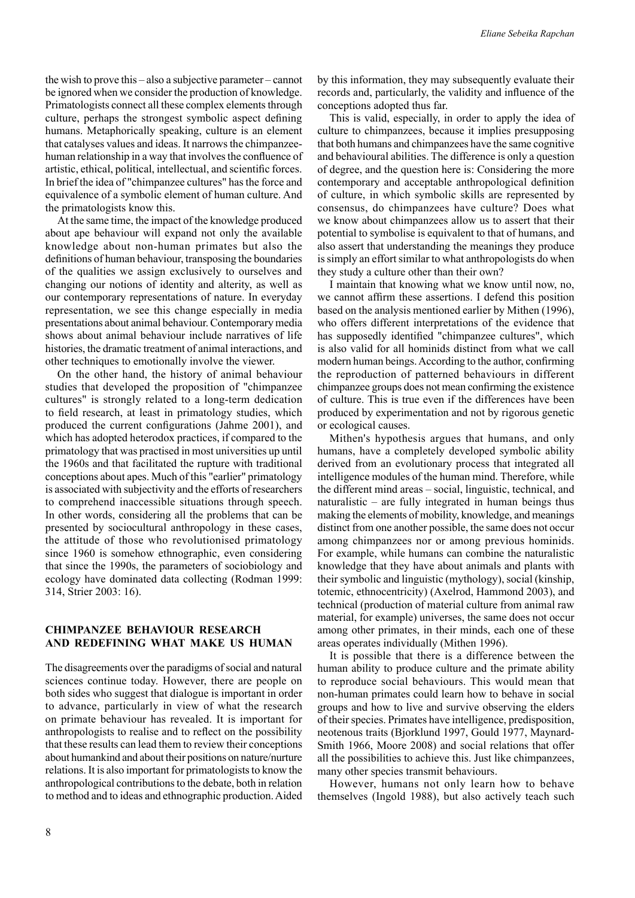the wish to prove this – also a subjective parameter – cannot be ignored when we consider the production of knowledge. Primatologists connect all these complex elements through culture, perhaps the strongest symbolic aspect defining humans. Metaphorically speaking, culture is an element that catalyses values and ideas. It narrows the chimpanzee-human relationship in a way that involves the confluence of artistic, ethical, political, intellectual, and scientific forces. In brief the idea of "chimpanzee cultures" has the force and equivalence of a symbolic element of human culture. And the primatologists know this.

At the same time, the impact of the knowledge produced about ape behaviour will expand not only the available knowledge about non-human primates but also the definitions of human behaviour, transposing the boundaries of the qualities we assign exclusively to ourselves and changing our notions of identity and alterity, as well as our contemporary representations of nature. In everyday representation, we see this change especially in media presentations about animal behaviour. Contemporary media shows about animal behaviour include narratives of life histories, the dramatic treatment of animal interactions, and other techniques to emotionally involve the viewer.

On the other hand, the history of animal behaviour studies that developed the proposition of "chimpanzee cultures" is strongly related to a long-term dedication to field research, at least in primatology studies, which produced the current configurations (Jahme 2001), and which has adopted heterodox practices, if compared to the primatology that was practised in most universities up until the 1960s and that facilitated the rupture with traditional conceptions about apes. Much of this "earlier" primatology is associated with subjectivity and the efforts of researchers to comprehend inaccessible situations through speech. In other words, considering all the problems that can be presented by sociocultural anthropology in these cases, the attitude of those who revolutionised primatology since 1960 is somehow ethnographic, even considering that since the 1990s, the parameters of sociobiology and ecology have dominated data collecting (Rodman 1999: 314, Strier 2003: 16).

## CHIMPANZEE BEHAVIOUR RESEARCH AND REDEFINING WHAT MAKE US HUMAN

The disagreements over the paradigms of social and natural sciences continue today. However, there are people on both sides who suggest that dialogue is important in order to advance, particularly in view of what the research on primate behaviour has revealed. It is important for anthropologists to realise and to reflect on the possibility that these results can lead them to review their conceptions about humankind and about their positions on nature/nurture relations. It is also important for primatologists to know the anthropological contributions to the debate, both in relation to method and to ideas and ethnographic production. Aided by this information, they may subsequently evaluate their records and, particularly, the validity and influence of the conceptions adopted thus far.

This is valid, especially, in order to apply the idea of culture to chimpanzees, because it implies presupposing that both humans and chimpanzees have the same cognitive and behavioural abilities. The difference is only a question of degree, and the question here is: Considering the more contemporary and acceptable anthropological definition of culture, in which symbolic skills are represented by consensus, do chimpanzees have culture? Does what we know about chimpanzees allow us to assert that their potential to symbolise is equivalent to that of humans, and also assert that understanding the meanings they produce is simply an effort similar to what anthropologists do when they study a culture other than their own?

I maintain that knowing what we know until now, no, we cannot affirm these assertions. I defend this position based on the analysis mentioned earlier by Mithen (1996), who offers different interpretations of the evidence that has supposedly identified "chimpanzee cultures", which is also valid for all hominids distinct from what we call modern human beings. According to the author, confirming the reproduction of patterned behaviours in different chimpanzee groups does not mean confirming the existence of culture. This is true even if the differences have been produced by experimentation and not by rigorous genetic or ecological causes.

Mithen's hypothesis argues that humans, and only humans, have a completely developed symbolic ability derived from an evolutionary process that integrated all intelligence modules of the human mind. Therefore, while the different mind areas – social, linguistic, technical, and naturalistic – are fully integrated in human beings thus making the elements of mobility, knowledge, and meanings distinct from one another possible, the same does not occur among chimpanzees nor among previous hominids. For example, while humans can combine the naturalistic knowledge that they have about animals and plants with their symbolic and linguistic (mythology), social (kinship, totemic, ethnocentricity) (Axelrod, Hammond 2003), and technical (production of material culture from animal raw material, for example) universes, the same does not occur among other primates, in their minds, each one of these areas operates individually (Mithen 1996).

It is possible that there is a difference between the human ability to produce culture and the primate ability to reproduce social behaviours. This would mean that non-human primates could learn how to behave in social groups and how to live and survive observing the elders of their species. Primates have intelligence, predisposition, neotenous traits (Bjorklund 1997, Gould 1977, Maynard-Smith 1966, Moore 2008) and social relations that offer all the possibilities to achieve this. Just like chimpanzees, many other species transmit behaviours.

However, humans not only learn how to behave themselves (Ingold 1988), but also actively teach such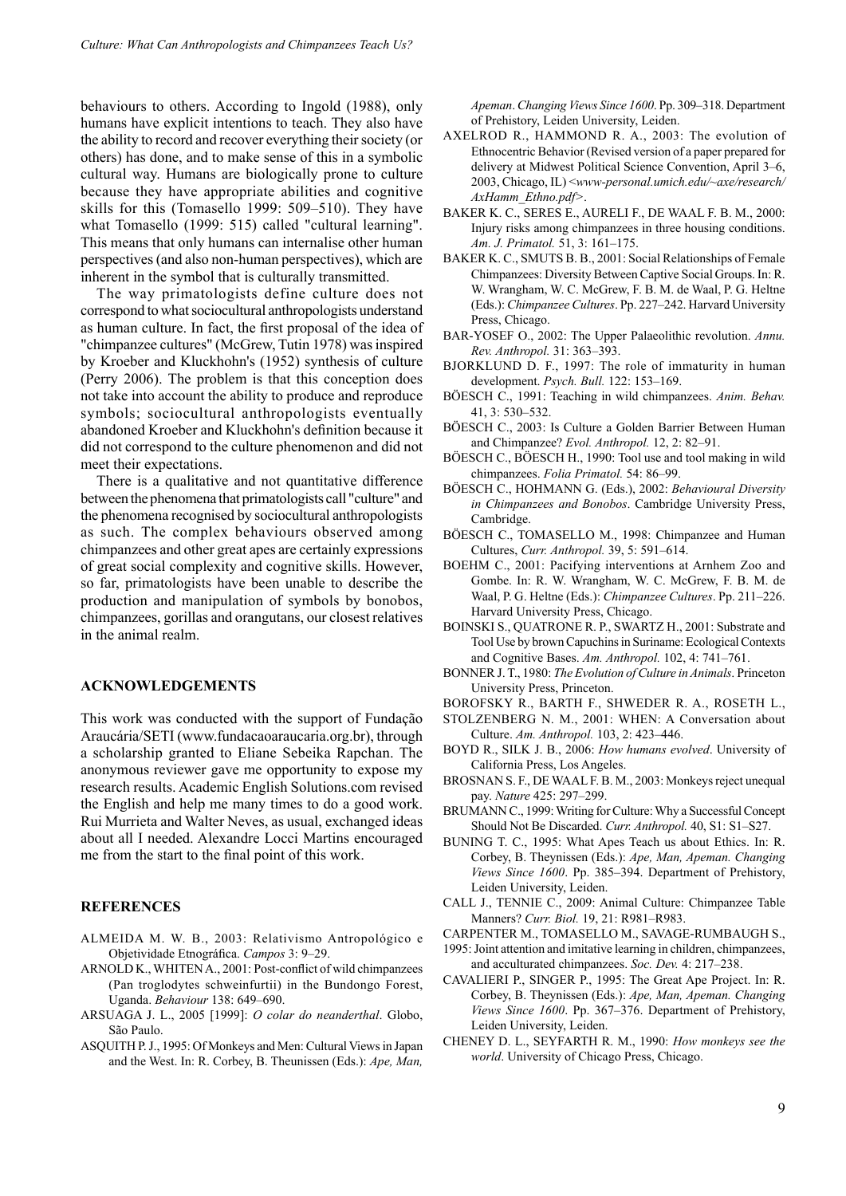behaviours to others. According to Ingold (1988), only humans have explicit intentions to teach. They also have the ability to record and recover everything their society (or others) has done, and to make sense of this in a symbolic cultural way. Humans are biologically prone to culture because they have appropriate abilities and cognitive skills for this (Tomasello 1999: 509–510). They have what Tomasello (1999: 515) called "cultural learning". This means that only humans can internalise other human perspectives (and also non-human perspectives), which are inherent in the symbol that is culturally transmitted.

The way primatologists define culture does not correspond to what sociocultural anthropologists understand as human culture. In fact, the first proposal of the idea of "chimpanzee cultures" (McGrew, Tutin 1978) was inspired by Kroeber and Kluckhohn's (1952) synthesis of culture (Perry 2006). The problem is that this conception does not take into account the ability to produce and reproduce symbols; sociocultural anthropologists eventually abandoned Kroeber and Kluckhohn's definition because it did not correspond to the culture phenomenon and did not meet their expectations.

There is a qualitative and not quantitative difference between the phenomena that primatologists call "culture" and the phenomena recognised by sociocultural anthropologists as such. The complex behaviours observed among chimpanzees and other great apes are certainly expressions of great social complexity and cognitive skills. However, so far, primatologists have been unable to describe the production and manipulation of symbols by bonobos, chimpanzees, gorillas and orangutans, our closest relatives in the animal realm.

## ACKNOWLEDGEMENTS

This work was conducted with the support of Fundação Araucária/SETI (www.fundacaoaraucaria.org.br), through a scholarship granted to Eliane Sebeika Rapchan. The anonymous reviewer gave me opportunity to expose my research results. Academic English Solutions.com revised the English and help me many times to do a good work. Rui Murrieta and Walter Neves, as usual, exchanged ideas about all I needed. Alexandre Locci Martins encouraged me from the start to the final point of this work.

## REFERENCES

ALMEIDA M. W. B., 2003: Relativismo Antropológico e Objetividade Etnográfica. *Campos* 3: 9–29.

ARNOLD K., WHITEN A., 2001: Post-conflict of wild chimpanzees (Pan troglodytes schweinfurtii) in the Bundongo Forest, Uganda. *Behaviour* 138: 649–690.

ARSUAGA J. L., 2005 [1999]: *O colar do neanderthal*. Globo, São Paulo.

ASQUITH P. J., 1995: Of Monkeys and Men: Cultural Views in Japan and the West. In: R. Corbey, B. Theunissen (Eds.): *Ape, Man, Apeman. Changing Views Since 1600*. Pp. 309–318. Department of Prehistory, Leiden University, Leiden.

AXELROD R., HAMMOND R. A., 2003: The evolution of Ethnocentric Behavior (Revised version of a paper prepared for delivery at Midwest Political Science Convention, April 3–6, 2003, Chicago, IL) <*www-personal.umich.edu/~axe/research/AxHamm_Ethno.pdf*>.

BAKER K. C., SERES E., AURELI F., DE WAAL F. B. M., 2000: Injury risks among chimpanzees in three housing conditions. *Am. J. Primatol.* 51, 3: 161–175.

BAKER K. C., SMUTS B. B., 2001: Social Relationships of Female Chimpanzees: Diversity Between Captive Social Groups. In: R. W. Wrangham, W. C. McGrew, F. B. M. de Waal, P. G. Heltne (Eds.): *Chimpanzee Cultures*. Pp. 227–242. Harvard University Press, Chicago.

BAR-YOSEF O., 2002: The Upper Palaeolithic revolution. *Annu. Rev. Anthropol.* 31: 363–393.

BJORKLUND D. F., 1997: The role of immaturity in human development. *Psych. Bull.* 122: 153–169.

BÖESCH C., 1991: Teaching in wild chimpanzees. *Anim. Behav.* 41, 3: 530–532.

BÖESCH C., 2003: Is Culture a Golden Barrier Between Human and Chimpanzee? *Evol. Anthropol.* 12, 2: 82–91.

BÖESCH C., BÖESCH H., 1990: Tool use and tool making in wild chimpanzees. *Folia Primatol.* 54: 86–99.

BÖESCH C., HOHMANN G. (Eds.), 2002: *Behavioural Diversity in Chimpanzees and Bonobos*. Cambridge University Press, Cambridge.

BÖESCH C., TOMASELLO M., 1998: Chimpanzee and Human Cultures, *Curr. Anthropol.* 39, 5: 591–614.

BOEHM C., 2001: Pacifying interventions at Arnhem Zoo and Gombe. In: R. W. Wrangham, W. C. McGrew, F. B. M. de Waal, P. G. Heltne (Eds.): *Chimpanzee Cultures*. Pp. 211–226. Harvard University Press, Chicago.

BOINSKI S., QUATRONE R. P., SWARTZ H., 2001: Substrate and Tool Use by brown Capuchins in Suriname: Ecological Contexts and Cognitive Bases. *Am. Anthropol.* 102, 4: 741–761.

BONNER J. T., 1980: *The Evolution of Culture in Animals*. Princeton University Press, Princeton.

BOROFSKY R., BARTH F., SHWEDER R. A., ROSETH L., STOLZENBERG N. M., 2001: WHEN: A Conversation about Culture. *Am. Anthropol.* 103, 2: 423–446.

BOYD R., SILK J. B., 2006: *How humans evolved*. University of California Press, Los Angeles.

BROSNAN S. F., DE WAAL F. B. M., 2003: Monkeys reject unequal pay. *Nature* 425: 297–299.

BRUMANN C., 1999: Writing for Culture: Why a Successful Concept Should Not Be Discarded. *Curr. Anthropol.* 40, S1: S1–S27.

BUNING T. C., 1995: What Apes Teach us about Ethics. In: R. Corbey, B. Theynissen (Eds.): *Ape, Man, Apeman. Changing Views Since 1600*. Pp. 385–394. Department of Prehistory, Leiden University, Leiden.

CALL J., TENNIE C., 2009: Animal Culture: Chimpanzee Table Manners? *Curr. Biol.* 19, 21: R981–R983.

CARPENTER M., TOMASELLO M., SAVAGE-RUMBAUGH S., 1995: Joint attention and imitative learning in children, chimpanzees, and acculturated chimpanzees. *Soc. Dev.* 4: 217–238.

CAVALIERI P., SINGER P., 1995: The Great Ape Project. In: R. Corbey, B. Theynissen (Eds.): *Ape, Man, Apeman. Changing Views Since 1600*. Pp. 367–376. Department of Prehistory, Leiden University, Leiden.

CHENEY D. L., SEYFARTH R. M., 1990: *How monkeys see the world*. University of Chicago Press, Chicago.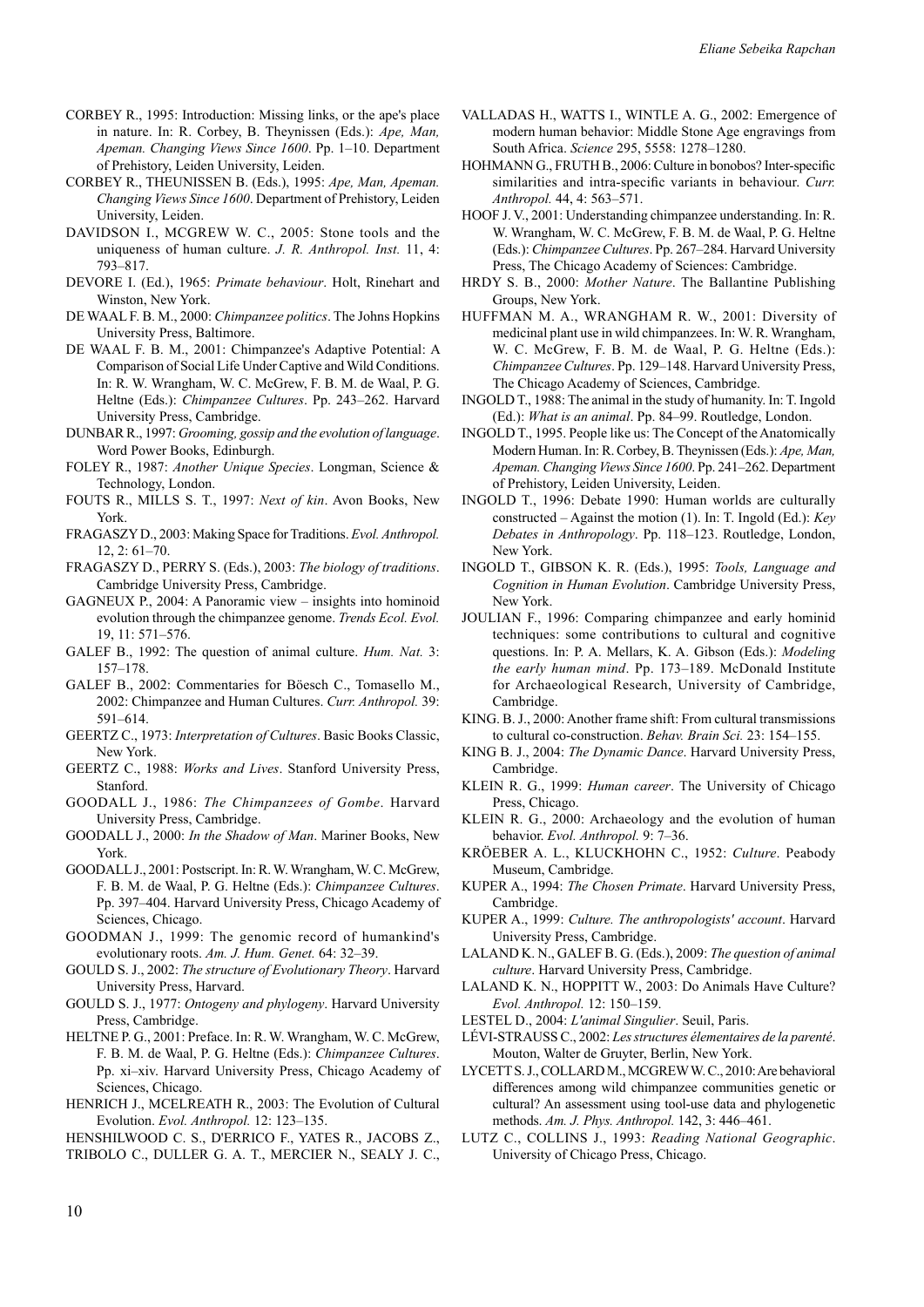CORBEY R., 1995: Introduction: Missing links, or the ape's place in nature. In: R. Corbey, B. Theynissen (Eds.): *Ape, Man, Apeman. Changing Views Since 1600*. Pp. 1–10. Department of Prehistory, Leiden University, Leiden.

CORBEY R., THEUNISSEN B. (Eds.), 1995: *Ape, Man, Apeman. Changing Views Since 1600*. Department of Prehistory, Leiden University, Leiden.

DAVIDSON I., MCGREW W. C., 2005: Stone tools and the uniqueness of human culture. *J. R. Anthropol. Inst.* 11, 4: 793–817.

DEVORE I. (Ed.), 1965: *Primate behaviour*. Holt, Rinehart and Winston, New York.

DE WAAL F. B. M., 2000: *Chimpanzee politics*. The Johns Hopkins University Press, Baltimore.

DE WAAL F. B. M., 2001: Chimpanzee's Adaptive Potential: A Comparison of Social Life Under Captive and Wild Conditions. In: R. W. Wrangham, W. C. McGrew, F. B. M. de Waal, P. G. Heltne (Eds.): *Chimpanzee Cultures*. Pp. 243–262. Harvard University Press, Cambridge.

DUNBAR R., 1997: *Grooming, gossip and the evolution of language*. Word Power Books, Edinburgh.

FOLEY R., 1987: *Another Unique Species*. Longman, Science & Technology, London.

FOUTS R., MILLS S. T., 1997: *Next of kin*. Avon Books, New York.

FRAGASZY D., 2003: Making Space for Traditions. *Evol. Anthropol.* 12, 2: 61–70.

FRAGASZY D., PERRY S. (Eds.), 2003: *The biology of traditions*. Cambridge University Press, Cambridge.

GAGNEUX P., 2004: A Panoramic view – insights into hominoid evolution through the chimpanzee genome. *Trends Ecol. Evol.* 19, 11: 571–576.

GALEF B., 1992: The question of animal culture. *Hum. Nat.* 3: 157–178.

GALEF B., 2002: Commentaries for Böesch C., Tomasello M., 2002: Chimpanzee and Human Cultures. *Curr. Anthropol.* 39: 591–614.

GEERTZ C., 1973: *Interpretation of Cultures*. Basic Books Classic, New York.

GEERTZ C., 1988: *Works and Lives*. Stanford University Press, Stanford.

GOODALL J., 1986: *The Chimpanzees of Gombe*. Harvard University Press, Cambridge.

GOODALL J., 2000: *In the Shadow of Man*. Mariner Books, New York.

GOODALL J., 2001: Postscript. In: R. W. Wrangham, W. C. McGrew, F. B. M. de Waal, P. G. Heltne (Eds.): *Chimpanzee Cultures*. Pp. 397–404. Harvard University Press, Chicago Academy of Sciences, Chicago.

GOODMAN J., 1999: The genomic record of humankind's evolutionary roots. *Am. J. Hum. Genet.* 64: 32–39.

GOULD S. J., 2002: *The structure of Evolutionary Theory*. Harvard University Press, Harvard.

GOULD S. J., 1977: *Ontogeny and phylogeny*. Harvard University Press, Cambridge.

HELTNE P. G., 2001: Preface. In: R. W. Wrangham, W. C. McGrew, F. B. M. de Waal, P. G. Heltne (Eds.): *Chimpanzee Cultures*. Pp. xi–xiv. Harvard University Press, Chicago Academy of Sciences, Chicago.

HENRICH J., MCELREATH R., 2003: The Evolution of Cultural Evolution. *Evol. Anthropol.* 12: 123–135.

HENSHILWOOD C. S., D'ERRICO F., YATES R., JACOBS Z., TRIBOLO C., DULLER G. A. T., MERCIER N., SEALY J. C., VALLADAS H., WATTS I., WINTLE A. G., 2002: Emergence of modern human behavior: Middle Stone Age engravings from South Africa. *Science* 295, 5558: 1278–1280.

HOHMANN G., FRUTH B., 2006: Culture in bonobos? Inter-specific similarities and intra-specific variants in behaviour. *Curr. Anthropol.* 44, 4: 563–571.

HOOF J. V., 2001: Understanding chimpanzee understanding. In: R. W. Wrangham, W. C. McGrew, F. B. M. de Waal, P. G. Heltne (Eds.): *Chimpanzee Cultures*. Pp. 267–284. Harvard University Press, The Chicago Academy of Sciences: Cambridge.

HRDY S. B., 2000: *Mother Nature*. The Ballantine Publishing Groups, New York.

HUFFMAN M. A., WRANGHAM R. W., 2001: Diversity of medicinal plant use in wild chimpanzees. In: W. R. Wrangham, W. C. McGrew, F. B. M. de Waal, P. G. Heltne (Eds.): *Chimpanzee Cultures*. Pp. 129–148. Harvard University Press, The Chicago Academy of Sciences, Cambridge.

INGOLD T., 1988: The animal in the study of humanity. In: T. Ingold (Ed.): *What is an animal*. Pp. 84–99. Routledge, London.

INGOLD T., 1995. People like us: The Concept of the Anatomically Modern Human. In: R. Corbey, B. Theynissen (Eds.): *Ape, Man, Apeman. Changing Views Since 1600*. Pp. 241–262. Department of Prehistory, Leiden University, Leiden.

INGOLD T., 1996: Debate 1990: Human worlds are culturally constructed – Against the motion (1). In: T. Ingold (Ed.): *Key Debates in Anthropology*. Pp. 118–123. Routledge, London, New York.

INGOLD T., GIBSON K. R. (Eds.), 1995: *Tools, Language and Cognition in Human Evolution*. Cambridge University Press, New York.

JOULIAN F., 1996: Comparing chimpanzee and early hominid techniques: some contributions to cultural and cognitive questions. In: P. A. Mellars, K. A. Gibson (Eds.): *Modeling the early human mind*. Pp. 173–189. McDonald Institute for Archaeological Research, University of Cambridge, Cambridge.

KING. B. J., 2000: Another frame shift: From cultural transmissions to cultural co-construction. *Behav. Brain Sci.* 23: 154–155.

KING B. J., 2004: *The Dynamic Dance*. Harvard University Press, Cambridge.

KLEIN R. G., 1999: *Human career*. The University of Chicago Press, Chicago.

KLEIN R. G., 2000: Archaeology and the evolution of human behavior. *Evol. Anthropol.* 9: 7–36.

KRÖEBER A. L., KLUCKHOHN C., 1952: *Culture*. Peabody Museum, Cambridge.

KUPER A., 1994: *The Chosen Primate*. Harvard University Press, Cambridge.

KUPER A., 1999: *Culture. The anthropologists' account*. Harvard University Press, Cambridge.

LALAND K. N., GALEF B. G. (Eds.), 2009: *The question of animal culture*. Harvard University Press, Cambridge.

LALAND K. N., HOPPITT W., 2003: Do Animals Have Culture? *Evol. Anthropol.* 12: 150–159.

LESTEL D., 2004: *L'animal Singulier*. Seuil, Paris.

LÉVI-STRAUSS C., 2002: *Les structures élementaires de la parenté*. Mouton, Walter de Gruyter, Berlin, New York.

LYCETT S. J., COLLARD M., MCGREW W. C., 2010: Are behavioral differences among wild chimpanzee communities genetic or cultural? An assessment using tool-use data and phylogenetic methods. *Am. J. Phys. Anthropol.* 142, 3: 446–461.

LUTZ C., COLLINS J., 1993: *Reading National Geographic*. University of Chicago Press, Chicago.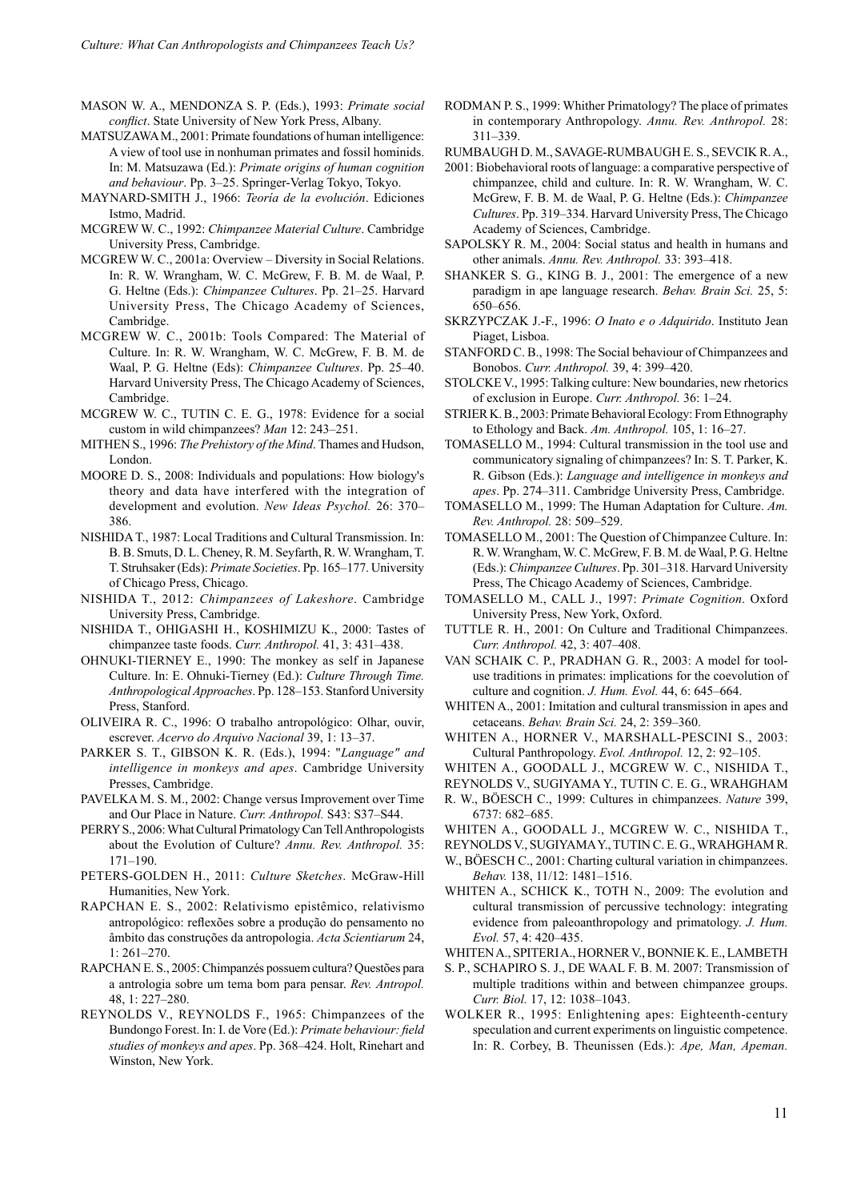MASON W. A., MENDONZA S. P. (Eds.), 1993: *Primate social conflict*. State University of New York Press, Albany.

MATSUZAWA M., 2001: Primate foundations of human intelligence: A view of tool use in nonhuman primates and fossil hominids. In: M. Matsuzawa (Ed.): *Primate origins of human cognition and behaviour*. Pp. 3–25. Springer-Verlag Tokyo, Tokyo.

MAYNARD-SMITH J., 1966: *Teoría de la evolución*. Ediciones Istmo, Madrid.

MCGREW W. C., 1992: *Chimpanzee Material Culture*. Cambridge University Press, Cambridge.

MCGREW W. C., 2001a: Overview – Diversity in Social Relations. In: R. W. Wrangham, W. C. McGrew, F. B. M. de Waal, P. G. Heltne (Eds.): *Chimpanzee Cultures*. Pp. 21–25. Harvard University Press, The Chicago Academy of Sciences, Cambridge.

MCGREW W. C., 2001b: Tools Compared: The Material of Culture. In: R. W. Wrangham, W. C. McGrew, F. B. M. de Waal, P. G. Heltne (Eds): *Chimpanzee Cultures*. Pp. 25–40. Harvard University Press, The Chicago Academy of Sciences, Cambridge.

MCGREW W. C., TUTIN C. E. G., 1978: Evidence for a social custom in wild chimpanzees? *Man* 12: 243–251.

MITHEN S., 1996: *The Prehistory of the Mind*. Thames and Hudson, London.

MOORE D. S., 2008: Individuals and populations: How biology's theory and data have interfered with the integration of development and evolution. *New Ideas Psychol.* 26: 370–386.

NISHIDA T., 1987: Local Traditions and Cultural Transmission. In: B. B. Smuts, D. L. Cheney, R. M. Seyfarth, R. W. Wrangham, T. T. Struhsaker (Eds): *Primate Societies*. Pp. 165–177. University of Chicago Press, Chicago.

NISHIDA T., 2012: *Chimpanzees of Lakeshore*. Cambridge University Press, Cambridge.

NISHIDA T., OHIGASHI H., KOSHIMIZU K., 2000: Tastes of chimpanzee taste foods. *Curr. Anthropol.* 41, 3: 431–438.

OHNUKI-TIERNEY E., 1990: The monkey as self in Japanese Culture. In: E. Ohnuki-Tierney (Ed.): *Culture Through Time. Anthropological Approaches*. Pp. 128–153. Stanford University Press, Stanford.

OLIVEIRA R. C., 1996: O trabalho antropológico: Olhar, ouvir, escrever. *Acervo do Arquivo Nacional* 39, 1: 13–37.

PARKER S. T., GIBSON K. R. (Eds.), 1994: "*Language" and intelligence in monkeys and apes*. Cambridge University Presses, Cambridge.

PAVELKA M. S. M., 2002: Change versus Improvement over Time and Our Place in Nature. *Curr. Anthropol.* S43: S37–S44.

PERRY S., 2006: What Cultural Primatology Can Tell Anthropologists about the Evolution of Culture? *Annu. Rev. Anthropol.* 35: 171–190.

PETERS-GOLDEN H., 2011: *Culture Sketches*. McGraw-Hill Humanities, New York.

RAPCHAN E. S., 2002: Relativismo epistêmico, relativismo antropológico: reflexões sobre a produção do pensamento no âmbito das construções da antropologia. *Acta Scientiarum* 24, 1: 261–270.

RAPCHAN E. S., 2005: Chimpanzés possuem cultura? Questões para a antrologia sobre um tema bom para pensar. *Rev. Antropol.* 48, 1: 227–280.

REYNOLDS V., REYNOLDS F., 1965: Chimpanzees of the Bundongo Forest. In: I. de Vore (Ed.): *Primate behaviour: field studies of monkeys and apes*. Pp. 368–424. Holt, Rinehart and Winston, New York.

RODMAN P. S., 1999: Whither Primatology? The place of primates in contemporary Anthropology. *Annu. Rev. Anthropol.* 28: 311–339.

RUMBAUGH D. M., SAVAGE-RUMBAUGH E. S., SEVCIK R. A., 2001: Biobehavioral roots of language: a comparative perspective of chimpanzee, child and culture. In: R. W. Wrangham, W. C. McGrew, F. B. M. de Waal, P. G. Heltne (Eds.): *Chimpanzee Cultures*. Pp. 319–334. Harvard University Press, The Chicago Academy of Sciences, Cambridge.

SAPOLSKY R. M., 2004: Social status and health in humans and other animals. *Annu. Rev. Anthropol.* 33: 393–418.

SHANKER S. G., KING B. J., 2001: The emergence of a new paradigm in ape language research. *Behav. Brain Sci.* 25, 5: 650–656.

SKRZYPCZAK J.-F., 1996: *O Inato e o Adquirido*. Instituto Jean Piaget, Lisboa.

STANFORD C. B., 1998: The Social behaviour of Chimpanzees and Bonobos. *Curr. Anthropol.* 39, 4: 399–420.

STOLCKE V., 1995: Talking culture: New boundaries, new rhetorics of exclusion in Europe. *Curr. Anthropol.* 36: 1–24.

STRIER K. B., 2003: Primate Behavioral Ecology: From Ethnography to Ethology and Back. *Am. Anthropol.* 105, 1: 16–27.

TOMASELLO M., 1994: Cultural transmission in the tool use and communicatory signaling of chimpanzees? In: S. T. Parker, K. R. Gibson (Eds.): *Language and intelligence in monkeys and apes*. Pp. 274–311. Cambridge University Press, Cambridge.

TOMASELLO M., 1999: The Human Adaptation for Culture. *Am. Rev. Anthropol.* 28: 509–529.

TOMASELLO M., 2001: The Question of Chimpanzee Culture. In: R. W. Wrangham, W. C. McGrew, F. B. M. de Waal, P. G. Heltne (Eds.): *Chimpanzee Cultures*. Pp. 301–318. Harvard University Press, The Chicago Academy of Sciences, Cambridge.

TOMASELLO M., CALL J., 1997: *Primate Cognition*. Oxford University Press, New York, Oxford.

TUTTLE R. H., 2001: On Culture and Traditional Chimpanzees. *Curr. Anthropol.* 42, 3: 407–408.

VAN SCHAIK C. P., PRADHAN G. R., 2003: A model for tool-use traditions in primates: implications for the coevolution of culture and cognition. *J. Hum. Evol.* 44, 6: 645–664.

WHITEN A., 2001: Imitation and cultural transmission in apes and cetaceans. *Behav. Brain Sci.* 24, 2: 359–360.

WHITEN A., HORNER V., MARSHALL-PESCINI S., 2003: Cultural Panthropology. *Evol. Anthropol.* 12, 2: 92–105.

WHITEN A., GOODALL J., MCGREW W. C., NISHIDA T., REYNOLDS V., SUGIYAMA Y., TUTIN C. E. G., WRAHGHAM R. W., BÖESCH C., 1999: Cultures in chimpanzees. *Nature* 399, 6737: 682–685.

WHITEN A., GOODALL J., MCGREW W. C., NISHIDA T., REYNOLDS V., SUGIYAMA Y., TUTIN C. E. G., WRAHGHAM R. W., BÖESCH C., 2001: Charting cultural variation in chimpanzees. *Behav.* 138, 11/12: 1481–1516.

WHITEN A., SCHICK K., TOTH N., 2009: The evolution and cultural transmission of percussive technology: integrating evidence from paleoanthropology and primatology. *J. Hum. Evol.* 57, 4: 420–435.

WHITEN A., SPITERI A., HORNER V., BONNIE K. E., LAMBETH S. P., SCHAPIRO S. J., DE WAAL F. B. M. 2007: Transmission of multiple traditions within and between chimpanzee groups. *Curr. Biol.* 17, 12: 1038–1043.

WOLKER R., 1995: Enlightening apes: Eighteenth-century speculation and current experiments on linguistic competence. In: R. Corbey, B. Theunissen (Eds.): *Ape, Man, Apeman.*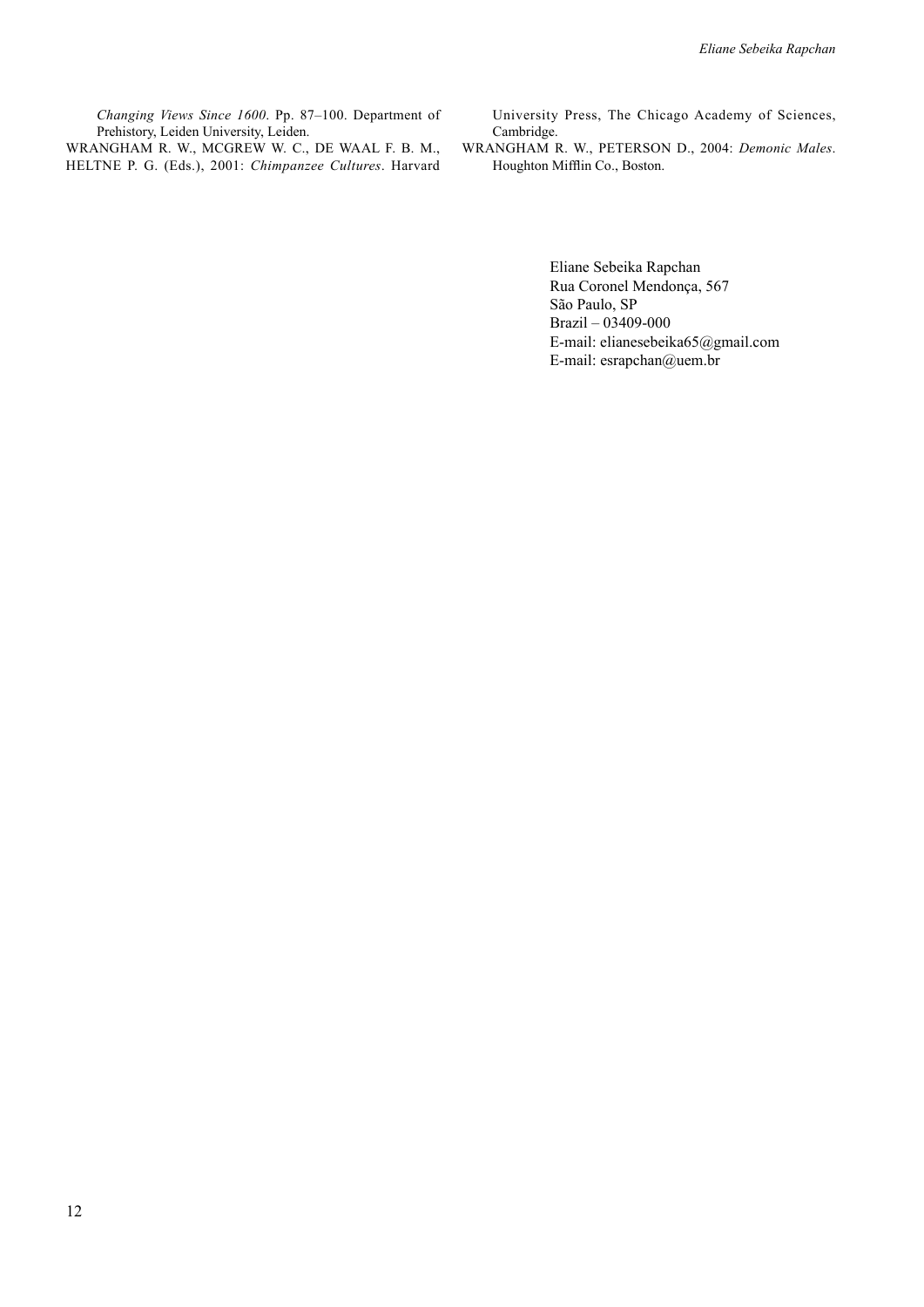*Changing Views Since 1600*. Pp. 87–100. Department of Prehistory, Leiden University, Leiden.

WRANGHAM R. W., MCGREW W. C., DE WAAL F. B. M., HELTNE P. G. (Eds.), 2001: *Chimpanzee Cultures*. Harvard University Press, The Chicago Academy of Sciences, Cambridge.

WRANGHAM R. W., PETERSON D., 2004: *Demonic Males*. Houghton Mifflin Co., Boston.

Eliane Sebeika Rapchan
Rua Coronel Mendonça, 567
São Paulo, SP
Brazil – 03409-000
E-mail: elianesebeika65@gmail.com
E-mail: esrapchan@uem.br